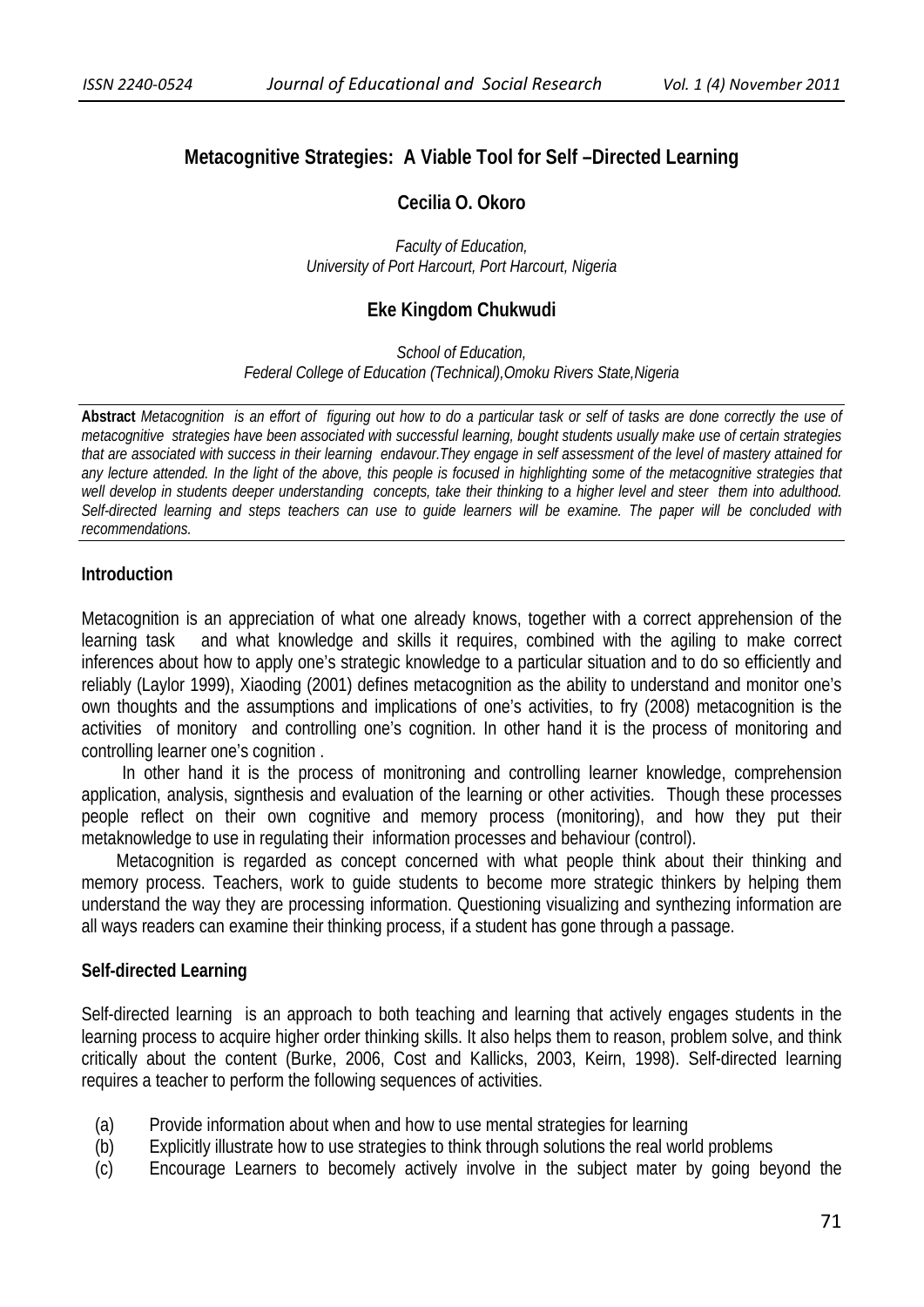# Metacognitive Strategies: A Viable Tool for Self –Directed Learning

**Cecilia O. Okoro**

*Faculty of Education,*
*University of Port Harcourt, Port Harcourt, Nigeria*

**Eke Kingdom Chukwudi**

*School of Education,*
*Federal College of Education (Technical),Omoku Rivers State,Nigeria*

**Abstract** *Metacognition is an effort of figuring out how to do a particular task or self of tasks are done correctly the use of metacognitive strategies have been associated with successful learning, bought students usually make use of certain strategies that are associated with success in their learning endavour.They engage in self assessment of the level of mastery attained for any lecture attended. In the light of the above, this people is focused in highlighting some of the metacognitive strategies that well develop in students deeper understanding concepts, take their thinking to a higher level and steer them into adulthood. Self-directed learning and steps teachers can use to guide learners will be examine. The paper will be concluded with recommendations.*

## Introduction

Metacognition is an appreciation of what one already knows, together with a correct apprehension of the learning task and what knowledge and skills it requires, combined with the agiling to make correct inferences about how to apply one's strategic knowledge to a particular situation and to do so efficiently and reliably (Laylor 1999), Xiaoding (2001) defines metacognition as the ability to understand and monitor one's own thoughts and the assumptions and implications of one's activities, to fry (2008) metacognition is the activities of monitory and controlling one's cognition. In other hand it is the process of monitoring and controlling learner one's cognition .

In other hand it is the process of monitroning and controlling learner knowledge, comprehension application, analysis, signthesis and evaluation of the learning or other activities. Though these processes people reflect on their own cognitive and memory process (monitoring), and how they put their metaknowledge to use in regulating their information processes and behaviour (control).

Metacognition is regarded as concept concerned with what people think about their thinking and memory process. Teachers, work to guide students to become more strategic thinkers by helping them understand the way they are processing information. Questioning visualizing and synthezing information are all ways readers can examine their thinking process, if a student has gone through a passage.

## Self-directed Learning

Self-directed learning is an approach to both teaching and learning that actively engages students in the learning process to acquire higher order thinking skills. It also helps them to reason, problem solve, and think critically about the content (Burke, 2006, Cost and Kallicks, 2003, Keirn, 1998). Self-directed learning requires a teacher to perform the following sequences of activities.

(a) Provide information about when and how to use mental strategies for learning
(b) Explicitly illustrate how to use strategies to think through solutions the real world problems
(c) Encourage Learners to becomely actively involve in the subject mater by going beyond the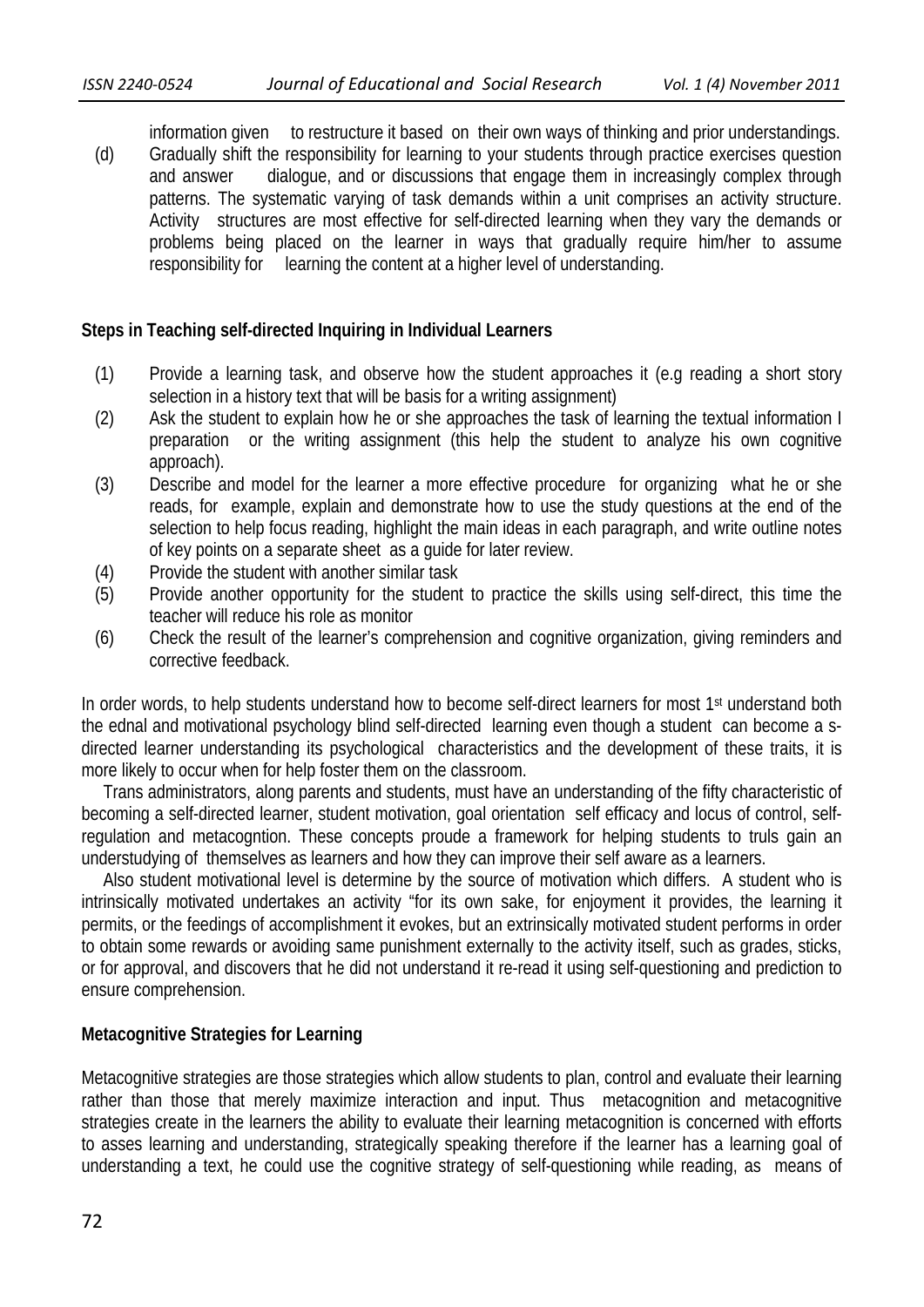information given to restructure it based on their own ways of thinking and prior understandings.

(d) Gradually shift the responsibility for learning to your students through practice exercises question and answer dialogue, and or discussions that engage them in increasingly complex through patterns. The systematic varying of task demands within a unit comprises an activity structure. Activity structures are most effective for self-directed learning when they vary the demands or problems being placed on the learner in ways that gradually require him/her to assume responsibility for learning the content at a higher level of understanding.

**Steps in Teaching self-directed Inquiring in Individual Learners**

(1) Provide a learning task, and observe how the student approaches it (e.g reading a short story selection in a history text that will be basis for a writing assignment)

(2) Ask the student to explain how he or she approaches the task of learning the textual information I preparation or the writing assignment (this help the student to analyze his own cognitive approach).

(3) Describe and model for the learner a more effective procedure for organizing what he or she reads, for example, explain and demonstrate how to use the study questions at the end of the selection to help focus reading, highlight the main ideas in each paragraph, and write outline notes of key points on a separate sheet as a guide for later review.

(4) Provide the student with another similar task

(5) Provide another opportunity for the student to practice the skills using self-direct, this time the teacher will reduce his role as monitor

(6) Check the result of the learner's comprehension and cognitive organization, giving reminders and corrective feedback.

In order words, to help students understand how to become self-direct learners for most 1st understand both the ednal and motivational psychology blind self-directed learning even though a student can become a s-directed learner understanding its psychological characteristics and the development of these traits, it is more likely to occur when for help foster them on the classroom.

Trans administrators, along parents and students, must have an understanding of the fifty characteristic of becoming a self-directed learner, student motivation, goal orientation self efficacy and locus of control, self-regulation and metacogntion. These concepts proude a framework for helping students to truls gain an understudying of themselves as learners and how they can improve their self aware as a learners.

Also student motivational level is determine by the source of motivation which differs. A student who is intrinsically motivated undertakes an activity "for its own sake, for enjoyment it provides, the learning it permits, or the feedings of accomplishment it evokes, but an extrinsically motivated student performs in order to obtain some rewards or avoiding same punishment externally to the activity itself, such as grades, sticks, or for approval, and discovers that he did not understand it re-read it using self-questioning and prediction to ensure comprehension.

**Metacognitive Strategies for Learning**

Metacognitive strategies are those strategies which allow students to plan, control and evaluate their learning rather than those that merely maximize interaction and input. Thus metacognition and metacognitive strategies create in the learners the ability to evaluate their learning metacognition is concerned with efforts to asses learning and understanding, strategically speaking therefore if the learner has a learning goal of understanding a text, he could use the cognitive strategy of self-questioning while reading, as means of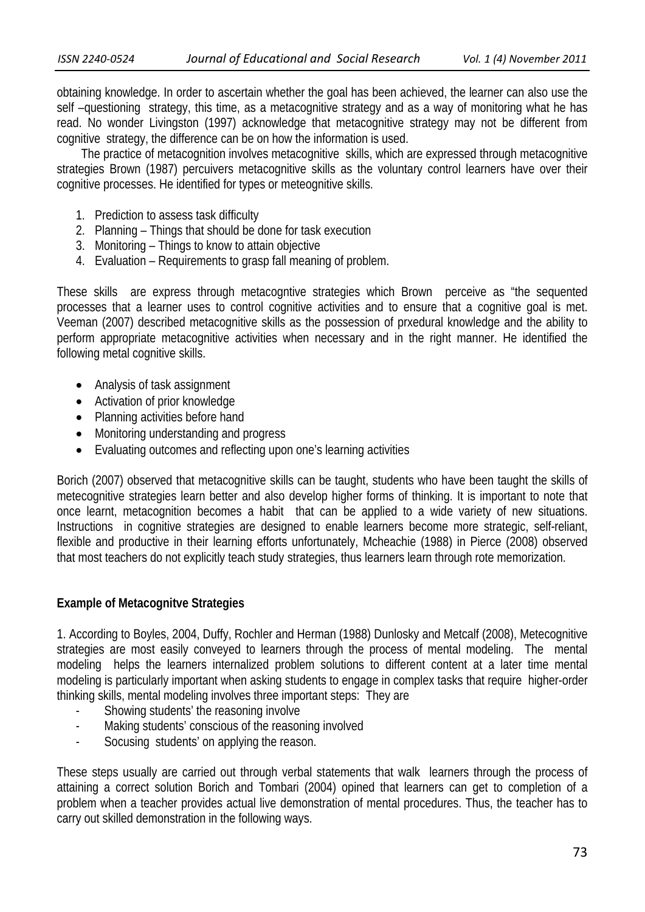obtaining knowledge. In order to ascertain whether the goal has been achieved, the learner can also use the self –questioning strategy, this time, as a metacognitive strategy and as a way of monitoring what he has read. No wonder Livingston (1997) acknowledge that metacognitive strategy may not be different from cognitive strategy, the difference can be on how the information is used.

The practice of metacognition involves metacognitive skills, which are expressed through metacognitive strategies Brown (1987) percuivers metacognitive skills as the voluntary control learners have over their cognitive processes. He identified for types or meteognitive skills.

1. Prediction to assess task difficulty
2. Planning – Things that should be done for task execution
3. Monitoring – Things to know to attain objective
4. Evaluation – Requirements to grasp fall meaning of problem.

These skills are express through metacogntive strategies which Brown perceive as "the sequented processes that a learner uses to control cognitive activities and to ensure that a cognitive goal is met. Veeman (2007) described metacognitive skills as the possession of prxedural knowledge and the ability to perform appropriate metacognitive activities when necessary and in the right manner. He identified the following metal cognitive skills.

- Analysis of task assignment
- Activation of prior knowledge
- Planning activities before hand
- Monitoring understanding and progress
- Evaluating outcomes and reflecting upon one's learning activities

Borich (2007) observed that metacognitive skills can be taught, students who have been taught the skills of metecognitive strategies learn better and also develop higher forms of thinking. It is important to note that once learnt, metacognition becomes a habit that can be applied to a wide variety of new situations. Instructions in cognitive strategies are designed to enable learners become more strategic, self-reliant, flexible and productive in their learning efforts unfortunately, Mcheachie (1988) in Pierce (2008) observed that most teachers do not explicitly teach study strategies, thus learners learn through rote memorization.

**Example of Metacognitve Strategies**

1. According to Boyles, 2004, Duffy, Rochler and Herman (1988) Dunlosky and Metcalf (2008), Metecognitive strategies are most easily conveyed to learners through the process of mental modeling. The mental modeling helps the learners internalized problem solutions to different content at a later time mental modeling is particularly important when asking students to engage in complex tasks that require higher-order thinking skills, mental modeling involves three important steps: They are

- Showing students' the reasoning involve
- Making students' conscious of the reasoning involved
- Socusing students' on applying the reason.

These steps usually are carried out through verbal statements that walk learners through the process of attaining a correct solution Borich and Tombari (2004) opined that learners can get to completion of a problem when a teacher provides actual live demonstration of mental procedures. Thus, the teacher has to carry out skilled demonstration in the following ways.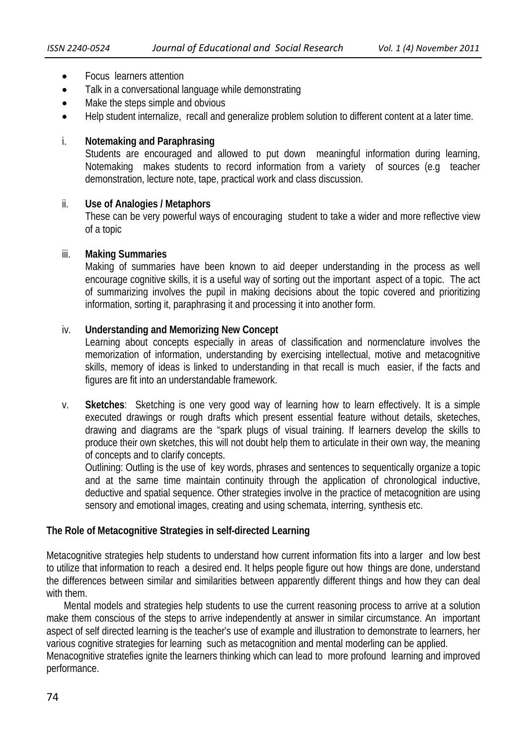- Focus learners attention
- Talk in a conversational language while demonstrating
- Make the steps simple and obvious
- Help student internalize, recall and generalize problem solution to different content at a later time.

i. **Notemaking and Paraphrasing**
   Students are encouraged and allowed to put down meaningful information during learning, Notemaking makes students to record information from a variety of sources (e.g teacher demonstration, lecture note, tape, practical work and class discussion.

ii. **Use of Analogies / Metaphors**
   These can be very powerful ways of encouraging student to take a wider and more reflective view of a topic

iii. **Making Summaries**
   Making of summaries have been known to aid deeper understanding in the process as well encourage cognitive skills, it is a useful way of sorting out the important aspect of a topic. The act of summarizing involves the pupil in making decisions about the topic covered and prioritizing information, sorting it, paraphrasing it and processing it into another form.

iv. **Understanding and Memorizing New Concept**
   Learning about concepts especially in areas of classification and normenclature involves the memorization of information, understanding by exercising intellectual, motive and metacognitive skills, memory of ideas is linked to understanding in that recall is much easier, if the facts and figures are fit into an understandable framework.

v. **Sketches**: Sketching is one very good way of learning how to learn effectively. It is a simple executed drawings or rough drafts which present essential feature without details, sketeches, drawing and diagrams are the "spark plugs of visual training. If learners develop the skills to produce their own sketches, this will not doubt help them to articulate in their own way, the meaning of concepts and to clarify concepts.
   Outlining: Outling is the use of key words, phrases and sentences to sequentically organize a topic and at the same time maintain continuity through the application of chronological inductive, deductive and spatial sequence. Other strategies involve in the practice of metacognition are using sensory and emotional images, creating and using schemata, interring, synthesis etc.

**The Role of Metacognitive Strategies in self-directed Learning**

Metacognitive strategies help students to understand how current information fits into a larger and low best to utilize that information to reach a desired end. It helps people figure out how things are done, understand the differences between similar and similarities between apparently different things and how they can deal with them.

Mental models and strategies help students to use the current reasoning process to arrive at a solution make them conscious of the steps to arrive independently at answer in similar circumstance. An important aspect of self directed learning is the teacher's use of example and illustration to demonstrate to learners, her various cognitive strategies for learning such as metacognition and mental moderling can be applied.
Menacognitive stratefies ignite the learners thinking which can lead to more profound learning and improved performance.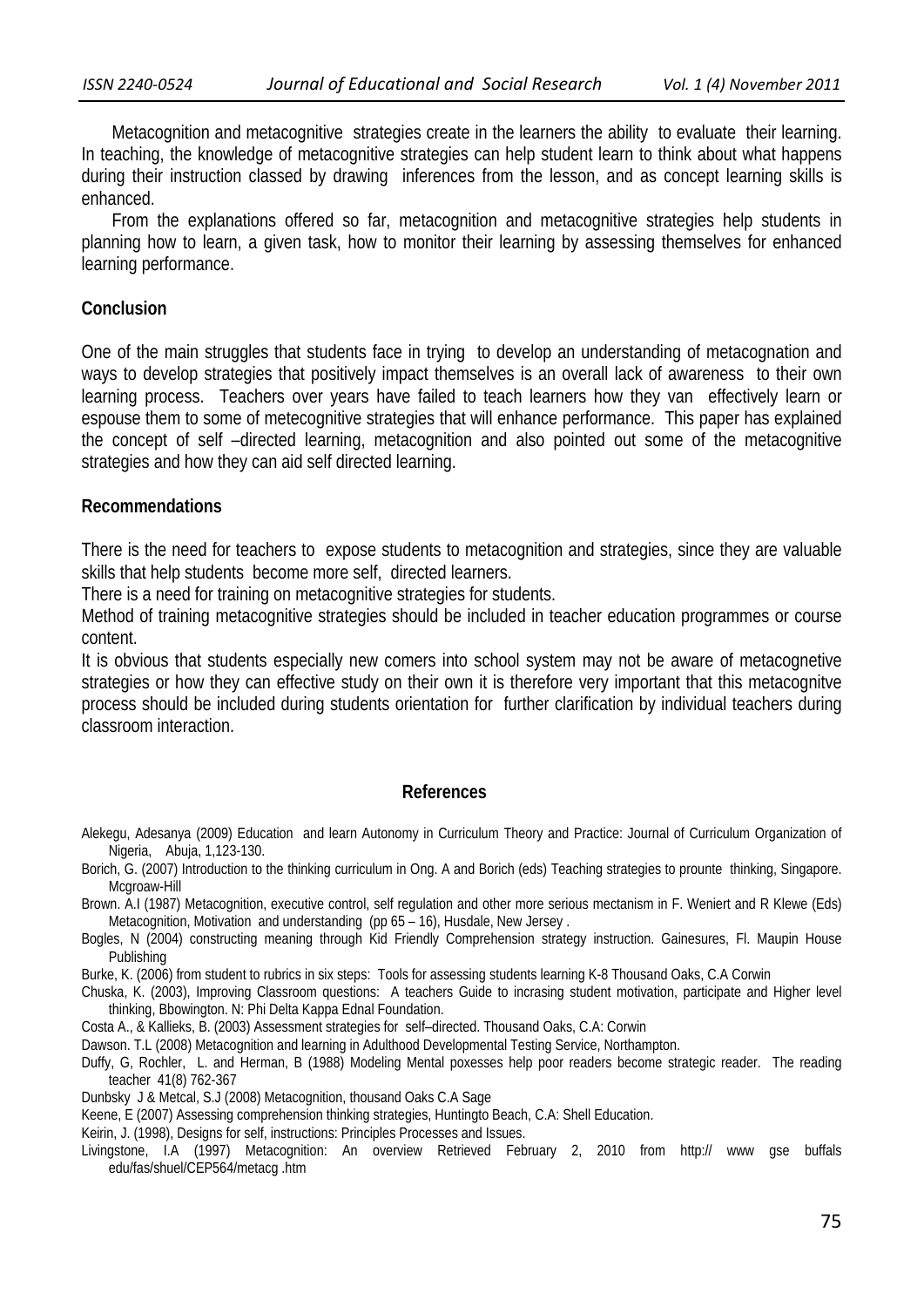Metacognition and metacognitive strategies create in the learners the ability to evaluate their learning. In teaching, the knowledge of metacognitive strategies can help student learn to think about what happens during their instruction classed by drawing inferences from the lesson, and as concept learning skills is enhanced.

From the explanations offered so far, metacognition and metacognitive strategies help students in planning how to learn, a given task, how to monitor their learning by assessing themselves for enhanced learning performance.

## Conclusion

One of the main struggles that students face in trying to develop an understanding of metacognation and ways to develop strategies that positively impact themselves is an overall lack of awareness to their own learning process. Teachers over years have failed to teach learners how they van effectively learn or espouse them to some of metecognitive strategies that will enhance performance. This paper has explained the concept of self –directed learning, metacognition and also pointed out some of the metacognitive strategies and how they can aid self directed learning.

## Recommendations

There is the need for teachers to expose students to metacognition and strategies, since they are valuable skills that help students become more self, directed learners.

There is a need for training on metacognitive strategies for students.

Method of training metacognitive strategies should be included in teacher education programmes or course content.

It is obvious that students especially new comers into school system may not be aware of metacognetive strategies or how they can effective study on their own it is therefore very important that this metacognitve process should be included during students orientation for further clarification by individual teachers during classroom interaction.

## References

Alekegu, Adesanya (2009) Education and learn Autonomy in Curriculum Theory and Practice: Journal of Curriculum Organization of Nigeria, Abuja, 1,123-130.

Borich, G. (2007) Introduction to the thinking curriculum in Ong. A and Borich (eds) Teaching strategies to prounte thinking, Singapore. Mcgroaw-Hill

Brown. A.I (1987) Metacognition, executive control, self regulation and other more serious mectanism in F. Weniert and R Klewe (Eds) Metacognition, Motivation and understanding (pp 65 – 16), Husdale, New Jersey .

Bogles, N (2004) constructing meaning through Kid Friendly Comprehension strategy instruction. Gainesures, Fl. Maupin House Publishing

Burke, K. (2006) from student to rubrics in six steps: Tools for assessing students learning K-8 Thousand Oaks, C.A Corwin

Chuska, K. (2003), Improving Classroom questions: A teachers Guide to incrasing student motivation, participate and Higher level thinking, Bbowington. N: Phi Delta Kappa Ednal Foundation.

Costa A., & Kallieks, B. (2003) Assessment strategies for self–directed. Thousand Oaks, C.A: Corwin

Dawson. T.L (2008) Metacognition and learning in Adulthood Developmental Testing Service, Northampton.

Duffy, G, Rochler, L. and Herman, B (1988) Modeling Mental poxesses help poor readers become strategic reader. The reading teacher 41(8) 762-367

Dunbsky J & Metcal, S.J (2008) Metacognition, thousand Oaks C.A Sage

Keene, E (2007) Assessing comprehension thinking strategies, Huntingto Beach, C.A: Shell Education.

Keirin, J. (1998), Designs for self, instructions: Principles Processes and Issues.

Livingstone, I.A (1997) Metacognition: An overview Retrieved February 2, 2010 from http:// www gse buffals edu/fas/shuel/CEP564/metacg .htm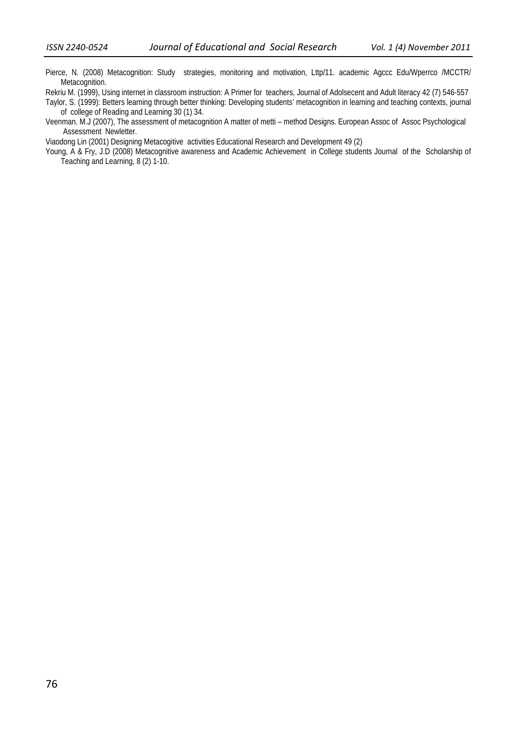Pierce, N. (2008) Metacognition: Study strategies, monitoring and motivation, Lttp/11. academic Agccc Edu/Wperrco /MCCTR/ Metacognition.

Rekriu M. (1999), Using internet in classroom instruction: A Primer for teachers, Journal of Adolsecent and Adult literacy 42 (7) 546-557

Taylor, S. (1999): Betters learning through better thinking: Developing students' metacognition in learning and teaching contexts, journal of college of Reading and Learning 30 (1) 34.

Veenman. M.J (2007), The assessment of metacognition A matter of metti – method Designs. European Assoc of Assoc Psychological Assessment Newletter.

Viaodong Lin (2001) Designing Metacogitive activities Educational Research and Development 49 (2)

Young, A & Fry, J.D (2008) Metacognitive awareness and Academic Achievement in College students Journal of the Scholarship of Teaching and Learning, 8 (2) 1-10.